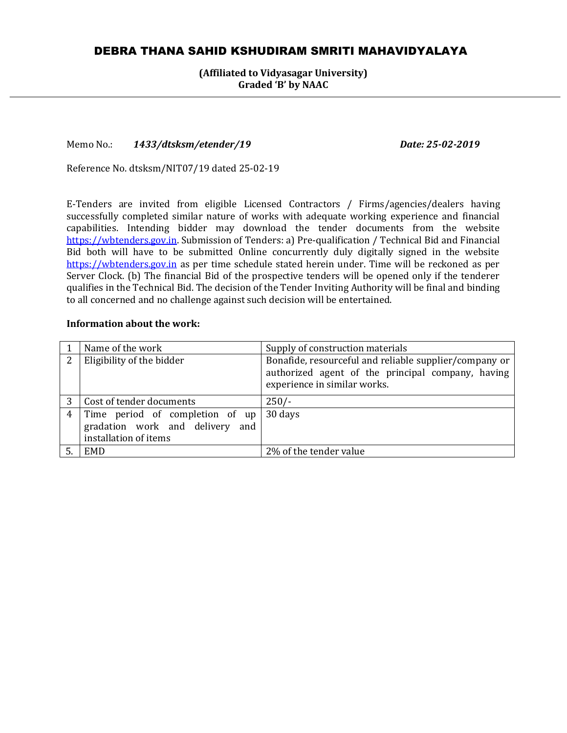# DEBRA THANA SAHID KSHUDIRAM SMRITI MAHAVIDYALAYA

**(Affiliated to Vidyasagar University)**
**Graded 'B' by NAAC**

---

Memo No.: ***1433/dtsksm/etender/19*** ***Date: 25-02-2019***

Reference No. dtsksm/NIT07/19 dated 25-02-19

E-Tenders are invited from eligible Licensed Contractors / Firms/agencies/dealers having successfully completed similar nature of works with adequate working experience and financial capabilities. Intending bidder may download the tender documents from the website https://wbtenders.gov.in. Submission of Tenders: a) Pre-qualification / Technical Bid and Financial Bid both will have to be submitted Online concurrently duly digitally signed in the website https://wbtenders.gov.in as per time schedule stated herein under. Time will be reckoned as per Server Clock. (b) The financial Bid of the prospective tenders will be opened only if the tenderer qualifies in the Technical Bid. The decision of the Tender Inviting Authority will be final and binding to all concerned and no challenge against such decision will be entertained.

**Information about the work:**

| | | |
|---|---|---|
| 1 | Name of the work | Supply of construction materials |
| 2 | Eligibility of the bidder | Bonafide, resourceful and reliable supplier/company or authorized agent of the principal company, having experience in similar works. |
| 3 | Cost of tender documents | 250/- |
| 4 | Time period of completion of up gradation work and delivery and installation of items | 30 days |
| 5. | EMD | 2% of the tender value |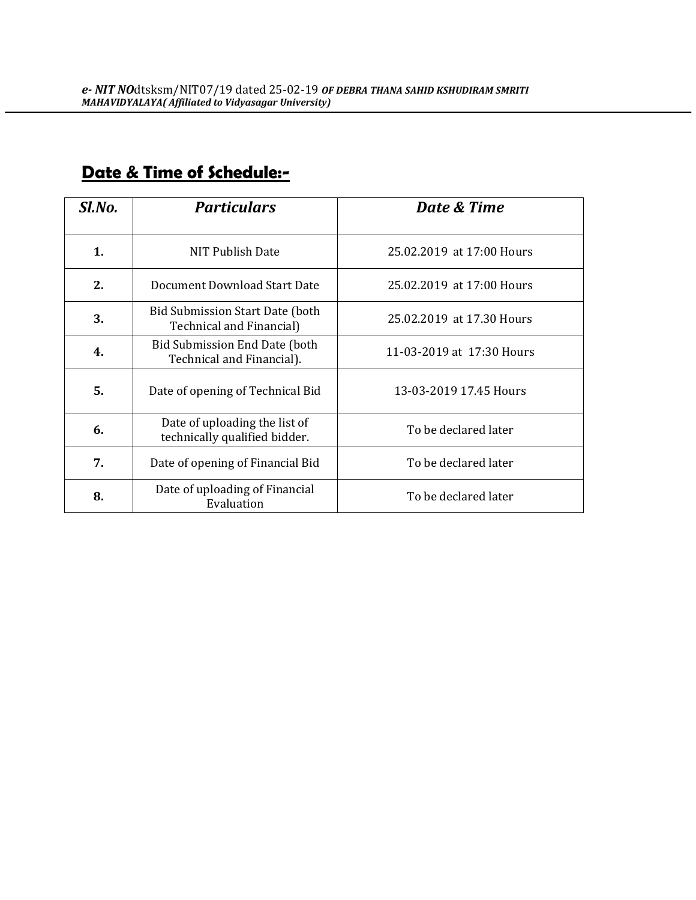***e- NIT NO***dtsksm/NIT07/19 dated 25-02-19 ***OF DEBRA THANA SAHID KSHUDIRAM SMRITI MAHAVIDYALAYA( Affiliated to Vidyasagar University)***

## **Date & Time of Schedule:-**

| ***Sl.No.*** | ***Particulars*** | ***Date & Time*** |
|---|---|---|
| **1.** | NIT Publish Date | 25.02.2019 at 17:00 Hours |
| **2.** | Document Download Start Date | 25.02.2019 at 17:00 Hours |
| **3.** | Bid Submission Start Date (both Technical and Financial) | 25.02.2019 at 17.30 Hours |
| **4.** | Bid Submission End Date (both Technical and Financial). | 11-03-2019 at 17:30 Hours |
| **5.** | Date of opening of Technical Bid | 13-03-2019 17.45 Hours |
| **6.** | Date of uploading the list of technically qualified bidder. | To be declared later |
| **7.** | Date of opening of Financial Bid | To be declared later |
| **8.** | Date of uploading of Financial Evaluation | To be declared later |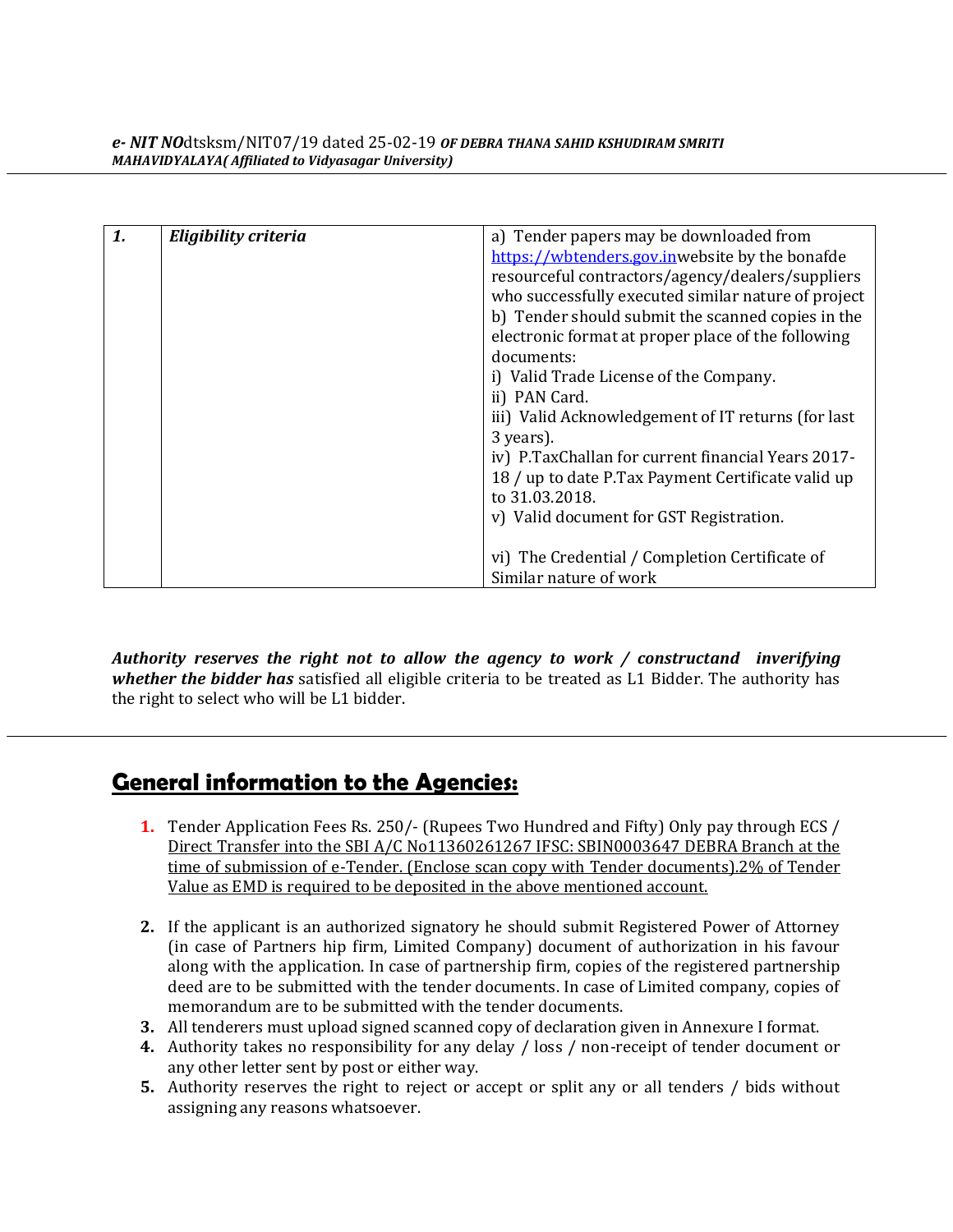| 1. | Eligibility criteria | a) Tender papers may be downloaded from https://wbtenders.gov.inwebsite by the bonafde resourceful contractors/agency/dealers/suppliers who successfully executed similar nature of project<br>b) Tender should submit the scanned copies in the electronic format at proper place of the following documents:<br>i) Valid Trade License of the Company.<br>ii) PAN Card.<br>iii) Valid Acknowledgement of IT returns (for last 3 years).<br>iv) P.TaxChallan for current financial Years 2017-18 / up to date P.Tax Payment Certificate valid up to 31.03.2018.<br>v) Valid document for GST Registration.<br><br>vi) The Credential / Completion Certificate of Similar nature of work |
|---|---|---|

***Authority reserves the right not to allow the agency to work / constructand inverifying whether the bidder has*** satisfied all eligible criteria to be treated as L1 Bidder. The authority has the right to select who will be L1 bidder.

## General information to the Agencies:

1. Tender Application Fees Rs. 250/- (Rupees Two Hundred and Fifty) Only pay through ECS / Direct Transfer into the SBI A/C No11360261267 IFSC: SBIN0003647 DEBRA Branch at the time of submission of e-Tender. (Enclose scan copy with Tender documents).2% of Tender Value as EMD is required to be deposited in the above mentioned account.

2. If the applicant is an authorized signatory he should submit Registered Power of Attorney (in case of Partners hip firm, Limited Company) document of authorization in his favour along with the application. In case of partnership firm, copies of the registered partnership deed are to be submitted with the tender documents. In case of Limited company, copies of memorandum are to be submitted with the tender documents.
3. All tenderers must upload signed scanned copy of declaration given in Annexure I format.
4. Authority takes no responsibility for any delay / loss / non-receipt of tender document or any other letter sent by post or either way.
5. Authority reserves the right to reject or accept or split any or all tenders / bids without assigning any reasons whatsoever.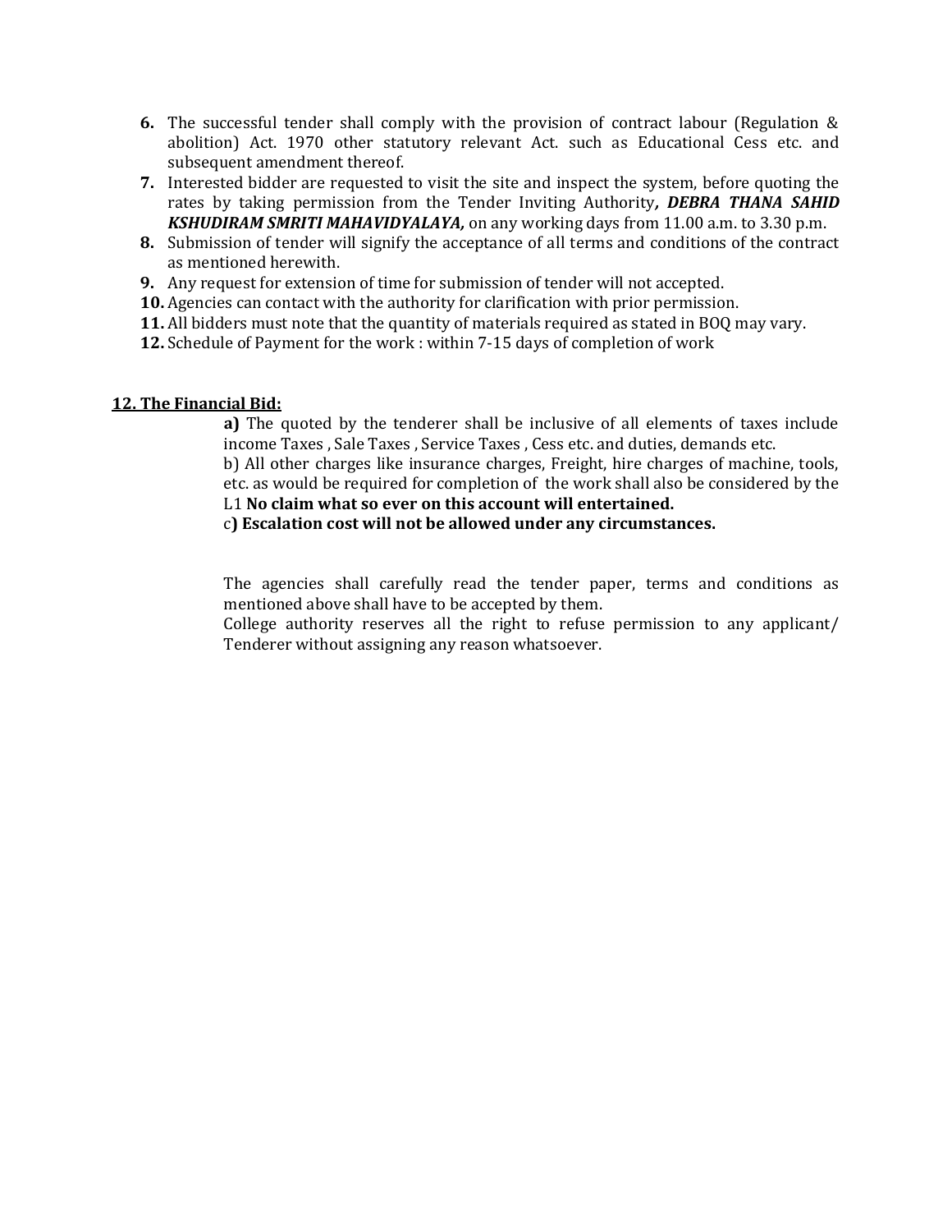6. The successful tender shall comply with the provision of contract labour (Regulation & abolition) Act. 1970 other statutory relevant Act. such as Educational Cess etc. and subsequent amendment thereof.
7. Interested bidder are requested to visit the site and inspect the system, before quoting the rates by taking permission from the Tender Inviting Authority***, DEBRA THANA SAHID KSHUDIRAM SMRITI MAHAVIDYALAYA,*** on any working days from 11.00 a.m. to 3.30 p.m.
8. Submission of tender will signify the acceptance of all terms and conditions of the contract as mentioned herewith.
9. Any request for extension of time for submission of tender will not accepted.
10. Agencies can contact with the authority for clarification with prior permission.
11. All bidders must note that the quantity of materials required as stated in BOQ may vary.
12. Schedule of Payment for the work : within 7-15 days of completion of work

**12. The Financial Bid:**

**a)** The quoted by the tenderer shall be inclusive of all elements of taxes include income Taxes , Sale Taxes , Service Taxes , Cess etc. and duties, demands etc.

b) All other charges like insurance charges, Freight, hire charges of machine, tools, etc. as would be required for completion of the work shall also be considered by the L1 **No claim what so ever on this account will entertained.**

c**) Escalation cost will not be allowed under any circumstances.**

The agencies shall carefully read the tender paper, terms and conditions as mentioned above shall have to be accepted by them.

College authority reserves all the right to refuse permission to any applicant/ Tenderer without assigning any reason whatsoever.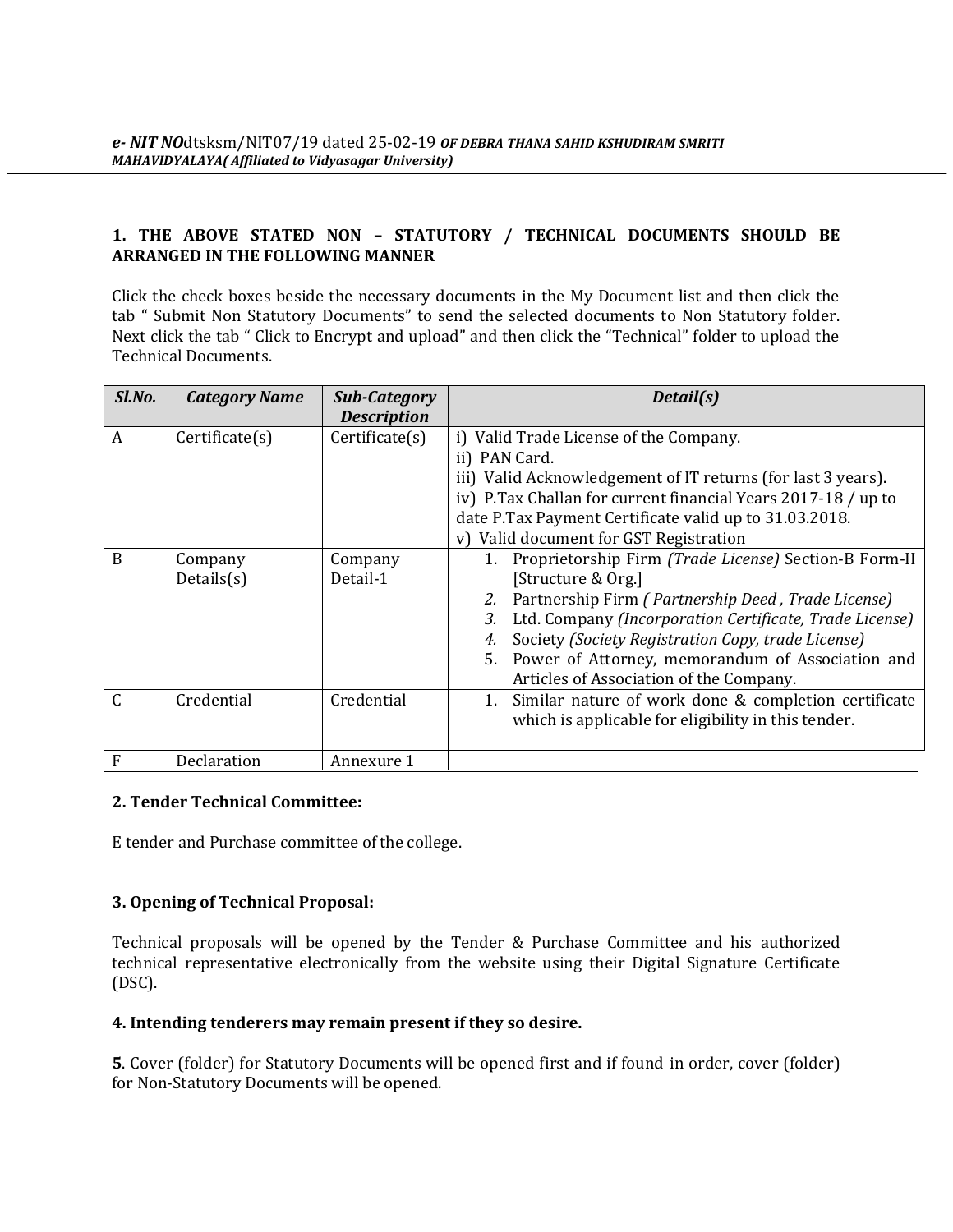***e- NIT NO***dtsksm/NIT07/19 dated 25-02-19 ***OF DEBRA THANA SAHID KSHUDIRAM SMRITI MAHAVIDYALAYA( Affiliated to Vidyasagar University)***

**1. THE ABOVE STATED NON – STATUTORY / TECHNICAL DOCUMENTS SHOULD BE ARRANGED IN THE FOLLOWING MANNER**

Click the check boxes beside the necessary documents in the My Document list and then click the tab " Submit Non Statutory Documents" to send the selected documents to Non Statutory folder. Next click the tab " Click to Encrypt and upload" and then click the "Technical" folder to upload the Technical Documents.

| *Sl.No.* | *Category Name* | *Sub-Category Description* | *Detail(s)* |
|---|---|---|---|
| A | Certificate(s) | Certificate(s) | i) Valid Trade License of the Company.<br>ii) PAN Card.<br>iii) Valid Acknowledgement of IT returns (for last 3 years).<br>iv) P.Tax Challan for current financial Years 2017-18 / up to date P.Tax Payment Certificate valid up to 31.03.2018.<br>v) Valid document for GST Registration |
| B | Company Details(s) | Company Detail-1 | 1. Proprietorship Firm *(Trade License)* Section-B Form-II [Structure & Org.]<br>2. Partnership Firm *( Partnership Deed , Trade License)*<br>3. Ltd. Company *(Incorporation Certificate, Trade License)*<br>4. Society *(Society Registration Copy, trade License)*<br>5. Power of Attorney, memorandum of Association and Articles of Association of the Company. |
| C | Credential | Credential | 1. Similar nature of work done & completion certificate which is applicable for eligibility in this tender. |
| F | Declaration | Annexure 1 | |

**2. Tender Technical Committee:**

E tender and Purchase committee of the college.

**3. Opening of Technical Proposal:**

Technical proposals will be opened by the Tender & Purchase Committee and his authorized technical representative electronically from the website using their Digital Signature Certificate (DSC).

**4. Intending tenderers may remain present if they so desire.**

**5**. Cover (folder) for Statutory Documents will be opened first and if found in order, cover (folder) for Non-Statutory Documents will be opened.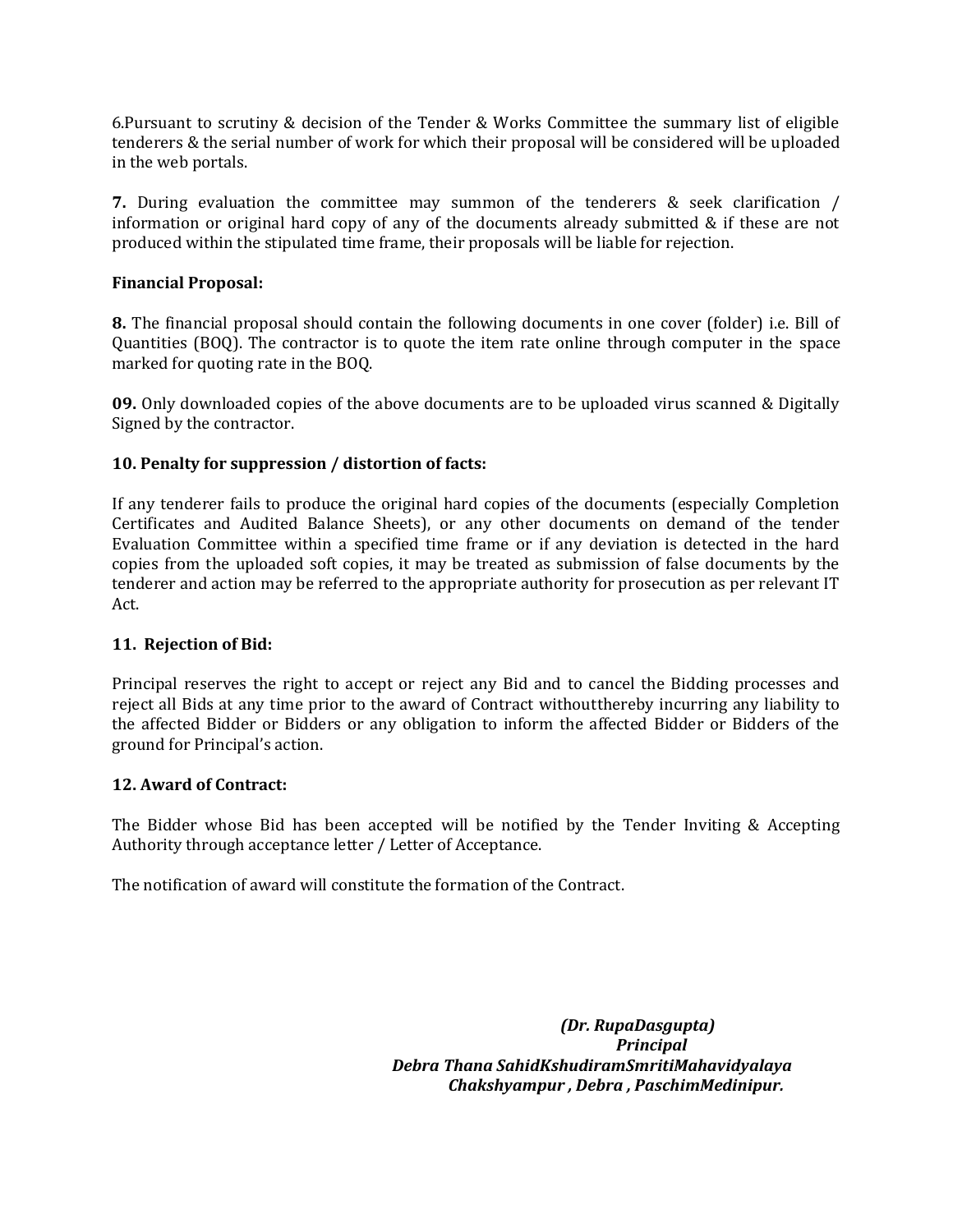6.Pursuant to scrutiny & decision of the Tender & Works Committee the summary list of eligible tenderers & the serial number of work for which their proposal will be considered will be uploaded in the web portals.

**7.** During evaluation the committee may summon of the tenderers & seek clarification / information or original hard copy of any of the documents already submitted & if these are not produced within the stipulated time frame, their proposals will be liable for rejection.

**Financial Proposal:**

**8.** The financial proposal should contain the following documents in one cover (folder) i.e. Bill of Quantities (BOQ). The contractor is to quote the item rate online through computer in the space marked for quoting rate in the BOQ.

**09.** Only downloaded copies of the above documents are to be uploaded virus scanned & Digitally Signed by the contractor.

**10. Penalty for suppression / distortion of facts:**

If any tenderer fails to produce the original hard copies of the documents (especially Completion Certificates and Audited Balance Sheets), or any other documents on demand of the tender Evaluation Committee within a specified time frame or if any deviation is detected in the hard copies from the uploaded soft copies, it may be treated as submission of false documents by the tenderer and action may be referred to the appropriate authority for prosecution as per relevant IT Act.

**11. Rejection of Bid:**

Principal reserves the right to accept or reject any Bid and to cancel the Bidding processes and reject all Bids at any time prior to the award of Contract withoutthereby incurring any liability to the affected Bidder or Bidders or any obligation to inform the affected Bidder or Bidders of the ground for Principal's action.

**12. Award of Contract:**

The Bidder whose Bid has been accepted will be notified by the Tender Inviting & Accepting Authority through acceptance letter / Letter of Acceptance.

The notification of award will constitute the formation of the Contract.

***(Dr. RupaDasgupta)***
***Principal***
***Debra Thana SahidKshudiramSmritiMahavidyalaya***
***Chakshyampur , Debra , PaschimMedinipur.***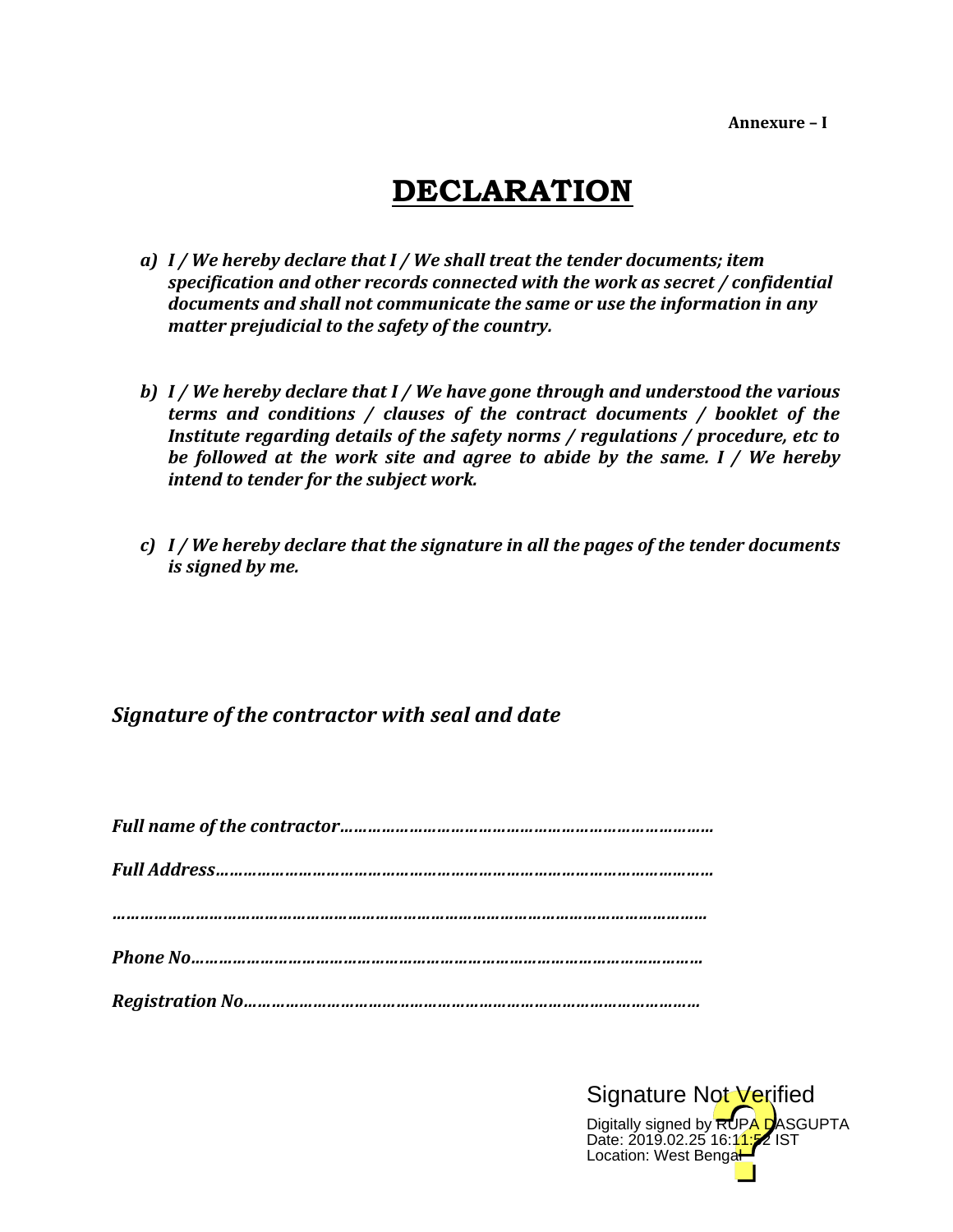**Annexure – I**

# DECLARATION

*a) **I / We hereby declare that I / We shall treat the tender documents; item specification and other records connected with the work as secret / confidential documents and shall not communicate the same or use the information in any matter prejudicial to the safety of the country.***

*b) **I / We hereby declare that I / We have gone through and understood the various terms and conditions / clauses of the contract documents / booklet of the Institute regarding details of the safety norms / regulations / procedure, etc to be followed at the work site and agree to abide by the same. I / We hereby intend to tender for the subject work.***

*c) **I / We hereby declare that the signature in all the pages of the tender documents is signed by me.***

***Signature of the contractor with seal and date***

***Full name of the contractor……………………………………………………………………***

***Full Address………………………………………………………………………………………***

***…………………………………………………………………………………………………………***

***Phone No……………………………………………………………………………………………***

***Registration No…………………………………………………………………………………***

Signature Not Verified

Digitally signed by RUPA DASGUPTA
Date: 2019.02.25 16:11:52 IST
Location: West Bengal